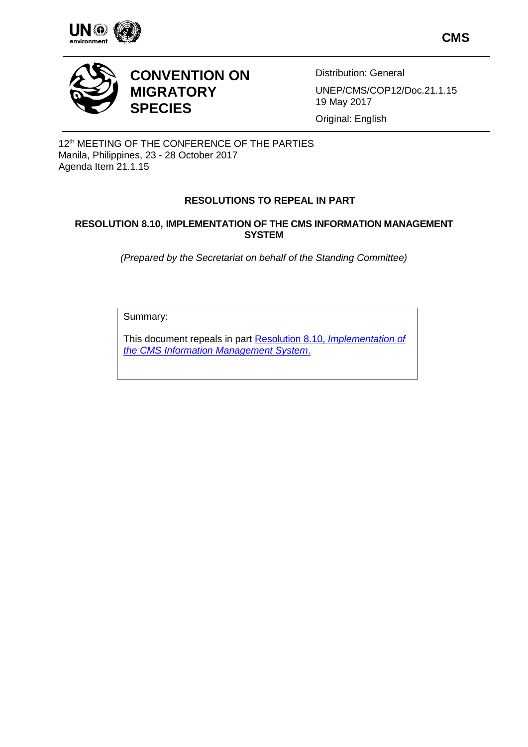CMS

# CONVENTION ON MIGRATORY SPECIES

Distribution: General

UNEP/CMS/COP12/Doc.21.1.15
19 May 2017

Original: English

12th MEETING OF THE CONFERENCE OF THE PARTIES
Manila, Philippines, 23 - 28 October 2017
Agenda Item 21.1.15

## RESOLUTIONS TO REPEAL IN PART

## RESOLUTION 8.10, IMPLEMENTATION OF THE CMS INFORMATION MANAGEMENT SYSTEM

*(Prepared by the Secretariat on behalf of the Standing Committee)*

Summary:

This document repeals in part Resolution 8.10, *Implementation of the CMS Information Management System*.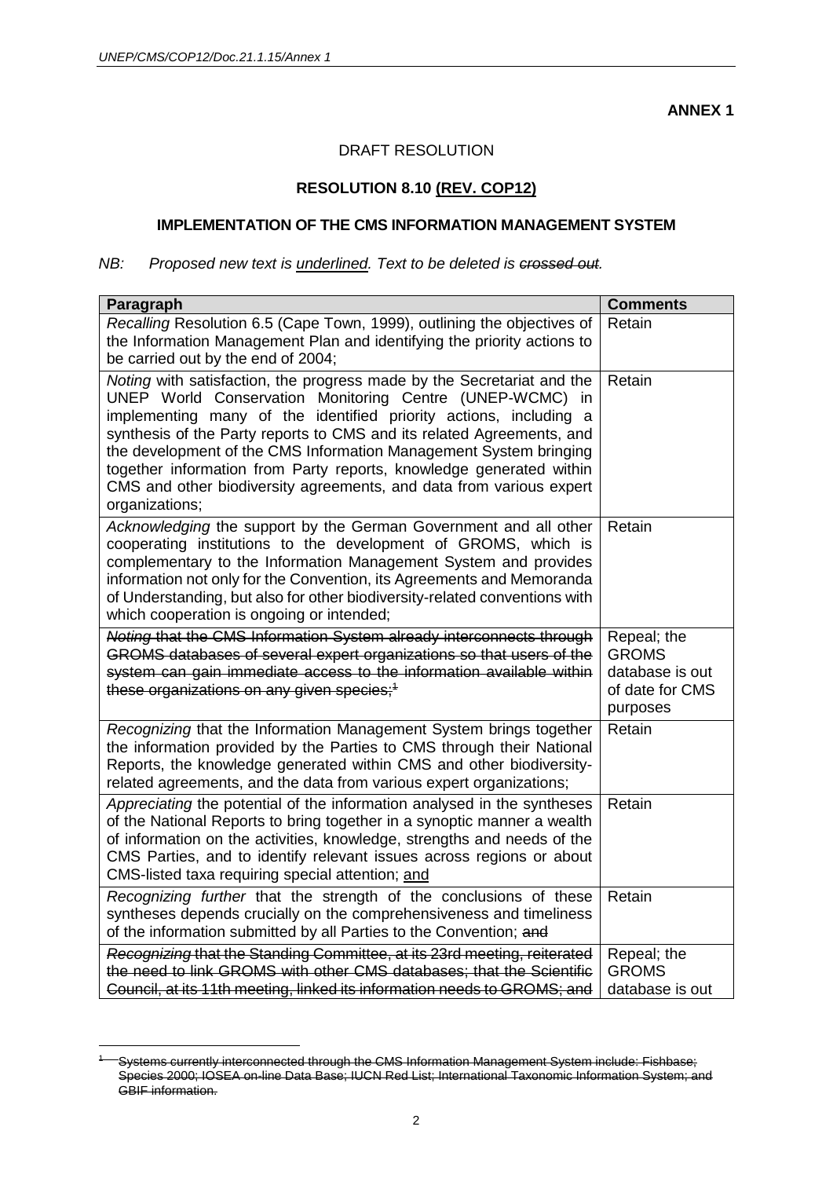**ANNEX 1**

DRAFT RESOLUTION

**RESOLUTION 8.10 <u>(REV. COP12)</u>**

**IMPLEMENTATION OF THE CMS INFORMATION MANAGEMENT SYSTEM**

*NB: Proposed new text is <u>underlined</u>. Text to be deleted is ~~crossed out~~.*

| Paragraph | Comments |
|---|---|
| *Recalling* Resolution 6.5 (Cape Town, 1999), outlining the objectives of the Information Management Plan and identifying the priority actions to be carried out by the end of 2004; | Retain |
| *Noting* with satisfaction, the progress made by the Secretariat and the UNEP World Conservation Monitoring Centre (UNEP-WCMC) in implementing many of the identified priority actions, including a synthesis of the Party reports to CMS and its related Agreements, and the development of the CMS Information Management System bringing together information from Party reports, knowledge generated within CMS and other biodiversity agreements, and data from various expert organizations; | Retain |
| *Acknowledging* the support by the German Government and all other cooperating institutions to the development of GROMS, which is complementary to the Information Management System and provides information not only for the Convention, its Agreements and Memoranda of Understanding, but also for other biodiversity-related conventions with which cooperation is ongoing or intended; | Retain |
| ~~*Noting* that the CMS Information System already interconnects through GROMS databases of several expert organizations so that users of the system can gain immediate access to the information available within these organizations on any given species;[1]~~ | Repeal; the GROMS database is out of date for CMS purposes |
| *Recognizing* that the Information Management System brings together the information provided by the Parties to CMS through their National Reports, the knowledge generated within CMS and other biodiversity-related agreements, and the data from various expert organizations; | Retain |
| *Appreciating* the potential of the information analysed in the syntheses of the National Reports to bring together in a synoptic manner a wealth of information on the activities, knowledge, strengths and needs of the CMS Parties, and to identify relevant issues across regions or about CMS-listed taxa requiring special attention; <u>and</u> | Retain |
| *Recognizing further* that the strength of the conclusions of these syntheses depends crucially on the comprehensiveness and timeliness of the information submitted by all Parties to the Convention; ~~and~~ | Retain |
| ~~*Recognizing* that the Standing Committee, at its 23rd meeting, reiterated the need to link GROMS with other CMS databases; that the Scientific Council, at its 11th meeting, linked its information needs to GROMS; and~~ | Repeal; the GROMS database is out |

~~[1] Systems currently interconnected through the CMS Information Management System include: Fishbase; Species 2000; IOSEA on-line Data Base; IUCN Red List; International Taxonomic Information System; and GBIF information.~~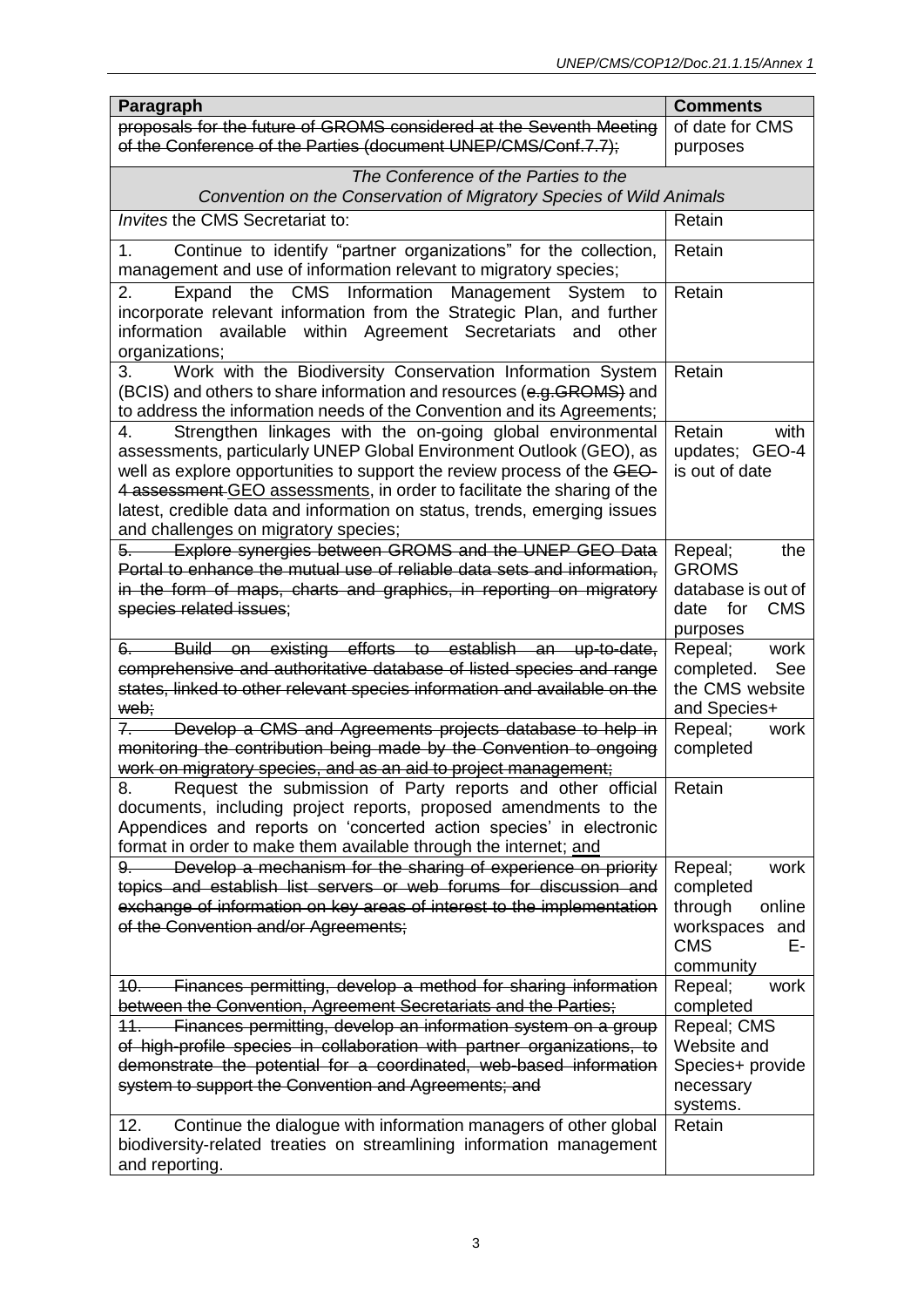| Paragraph | Comments |
|---|---|
| ~~proposals for the future of GROMS considered at the Seventh Meeting of the Conference of the Parties (document UNEP/CMS/Conf.7.7);~~ | of date for CMS purposes |
| *The Conference of the Parties to the Convention on the Conservation of Migratory Species of Wild Animals* | |
| *Invites* the CMS Secretariat to: | Retain |
| 1. Continue to identify "partner organizations" for the collection, management and use of information relevant to migratory species; | Retain |
| 2. Expand the CMS Information Management System to incorporate relevant information from the Strategic Plan, and further information available within Agreement Secretariats and other organizations; | Retain |
| 3. Work with the Biodiversity Conservation Information System (BCIS) and others to share information and resources (~~e.g.GROMS~~) and to address the information needs of the Convention and its Agreements; | Retain |
| 4. Strengthen linkages with the on-going global environmental assessments, particularly UNEP Global Environment Outlook (GEO), as well as explore opportunities to support the review process of the ~~GEO-4 assessment~~ GEO assessments, in order to facilitate the sharing of the latest, credible data and information on status, trends, emerging issues and challenges on migratory species; | Retain with updates; GEO-4 is out of date |
| ~~5. Explore synergies between GROMS and the UNEP GEO Data Portal to enhance the mutual use of reliable data sets and information, in the form of maps, charts and graphics, in reporting on migratory species related issues;~~ | Repeal; the GROMS database is out of date for CMS purposes |
| ~~6. Build on existing efforts to establish an up-to-date, comprehensive and authoritative database of listed species and range states, linked to other relevant species information and available on the web;~~ | Repeal; work completed. See the CMS website and Species+ |
| ~~7. Develop a CMS and Agreements projects database to help in monitoring the contribution being made by the Convention to ongoing work on migratory species, and as an aid to project management;~~ | Repeal; work completed |
| 8. Request the submission of Party reports and other official documents, including project reports, proposed amendments to the Appendices and reports on 'concerted action species' in electronic format in order to make them available through the internet; and | Retain |
| ~~9. Develop a mechanism for the sharing of experience on priority topics and establish list servers or web forums for discussion and exchange of information on key areas of interest to the implementation of the Convention and/or Agreements;~~ | Repeal; work completed through online workspaces and CMS E-community |
| ~~10. Finances permitting, develop a method for sharing information between the Convention, Agreement Secretariats and the Parties;~~ | Repeal; work completed |
| ~~11. Finances permitting, develop an information system on a group of high-profile species in collaboration with partner organizations, to demonstrate the potential for a coordinated, web-based information system to support the Convention and Agreements; and~~ | Repeal; CMS Website and Species+ provide necessary systems. |
| 12. Continue the dialogue with information managers of other global biodiversity-related treaties on streamlining information management and reporting. | Retain |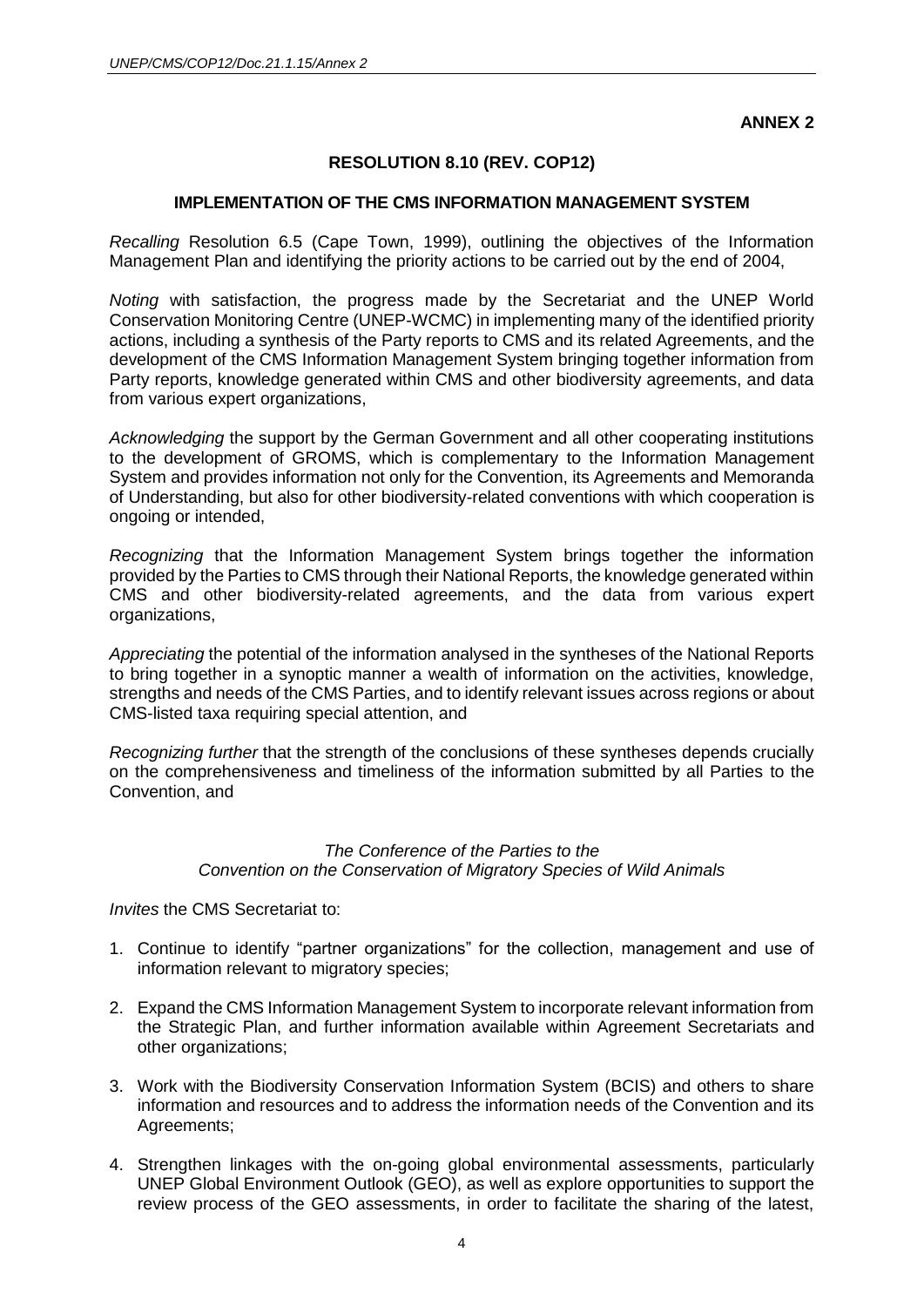**ANNEX 2**

## RESOLUTION 8.10 (REV. COP12)

### IMPLEMENTATION OF THE CMS INFORMATION MANAGEMENT SYSTEM

*Recalling* Resolution 6.5 (Cape Town, 1999), outlining the objectives of the Information Management Plan and identifying the priority actions to be carried out by the end of 2004,

*Noting* with satisfaction, the progress made by the Secretariat and the UNEP World Conservation Monitoring Centre (UNEP-WCMC) in implementing many of the identified priority actions, including a synthesis of the Party reports to CMS and its related Agreements, and the development of the CMS Information Management System bringing together information from Party reports, knowledge generated within CMS and other biodiversity agreements, and data from various expert organizations,

*Acknowledging* the support by the German Government and all other cooperating institutions to the development of GROMS, which is complementary to the Information Management System and provides information not only for the Convention, its Agreements and Memoranda of Understanding, but also for other biodiversity-related conventions with which cooperation is ongoing or intended,

*Recognizing* that the Information Management System brings together the information provided by the Parties to CMS through their National Reports, the knowledge generated within CMS and other biodiversity-related agreements, and the data from various expert organizations,

*Appreciating* the potential of the information analysed in the syntheses of the National Reports to bring together in a synoptic manner a wealth of information on the activities, knowledge, strengths and needs of the CMS Parties, and to identify relevant issues across regions or about CMS-listed taxa requiring special attention, and

*Recognizing further* that the strength of the conclusions of these syntheses depends crucially on the comprehensiveness and timeliness of the information submitted by all Parties to the Convention, and

*The Conference of the Parties to the*
*Convention on the Conservation of Migratory Species of Wild Animals*

*Invites* the CMS Secretariat to:

1. Continue to identify "partner organizations" for the collection, management and use of information relevant to migratory species;

2. Expand the CMS Information Management System to incorporate relevant information from the Strategic Plan, and further information available within Agreement Secretariats and other organizations;

3. Work with the Biodiversity Conservation Information System (BCIS) and others to share information and resources and to address the information needs of the Convention and its Agreements;

4. Strengthen linkages with the on-going global environmental assessments, particularly UNEP Global Environment Outlook (GEO), as well as explore opportunities to support the review process of the GEO assessments, in order to facilitate the sharing of the latest,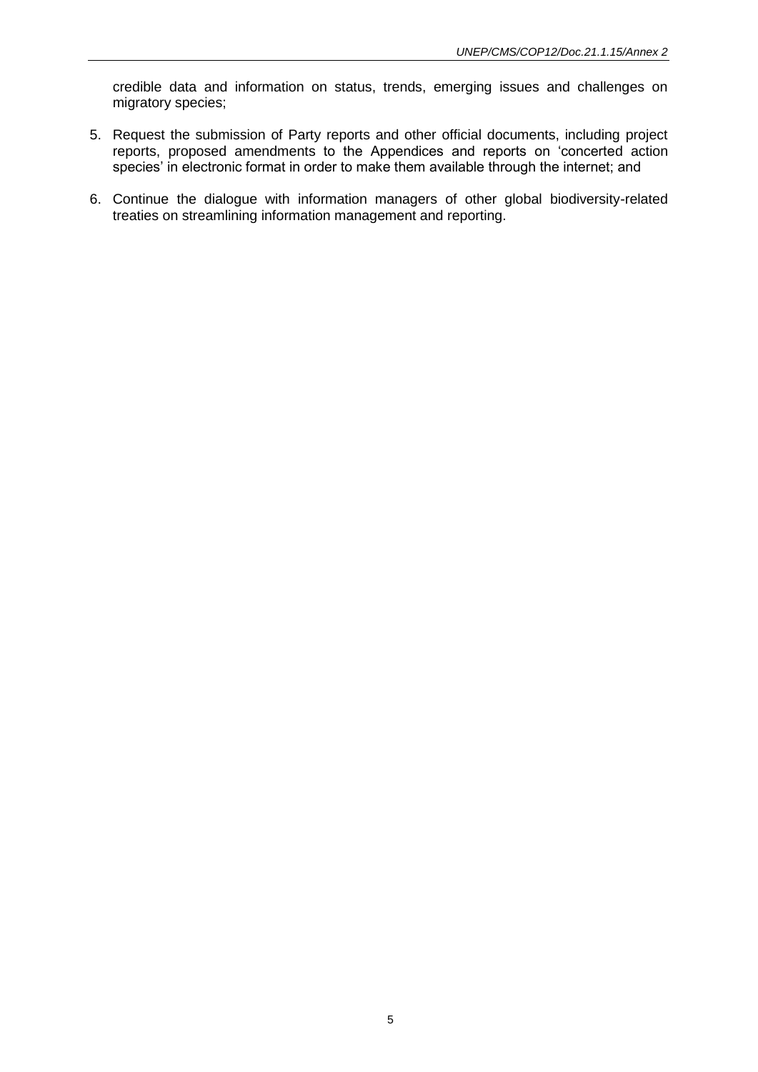credible data and information on status, trends, emerging issues and challenges on migratory species;

5. Request the submission of Party reports and other official documents, including project reports, proposed amendments to the Appendices and reports on 'concerted action species' in electronic format in order to make them available through the internet; and

6. Continue the dialogue with information managers of other global biodiversity-related treaties on streamlining information management and reporting.